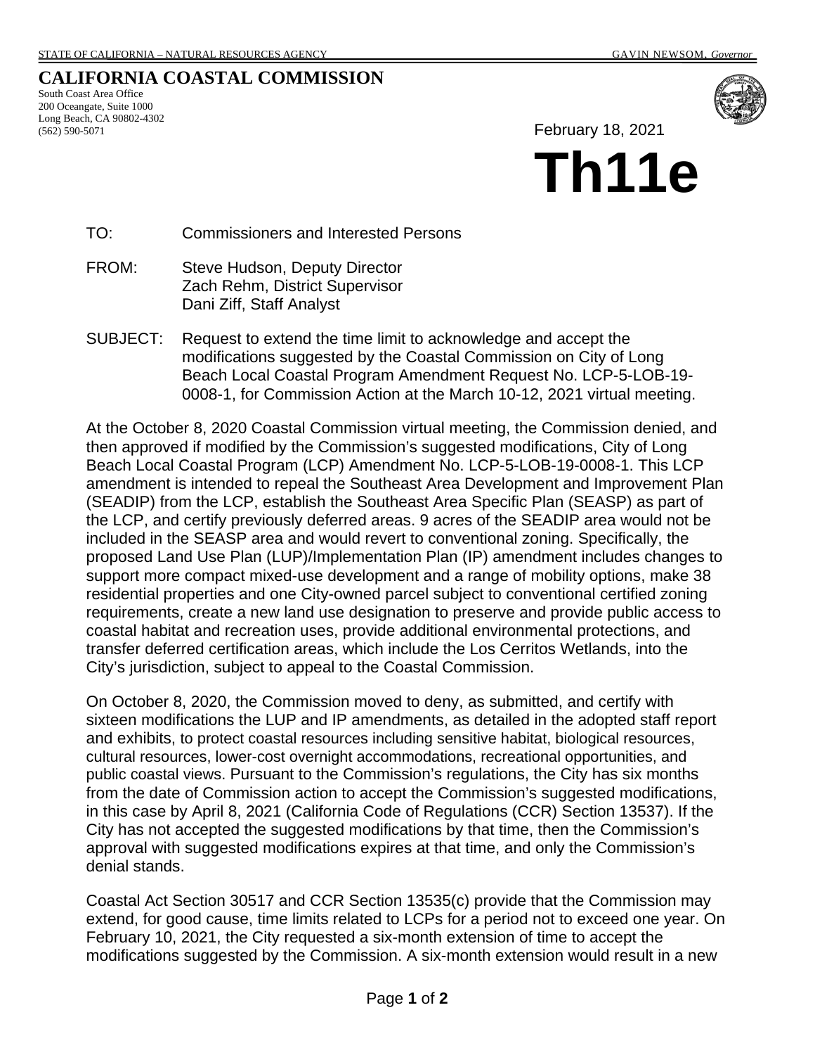STATE OF CALIFORNIA – NATURAL RESOURCES AGENCY GAVIN NEWSOM, *Governor*

# CALIFORNIA COASTAL COMMISSION

South Coast Area Office
200 Oceangate, Suite 1000
Long Beach, CA 90802-4302
(562) 590-5071

February 18, 2021

# Th11e

TO: Commissioners and Interested Persons

FROM: Steve Hudson, Deputy Director
Zach Rehm, District Supervisor
Dani Ziff, Staff Analyst

SUBJECT: Request to extend the time limit to acknowledge and accept the modifications suggested by the Coastal Commission on City of Long Beach Local Coastal Program Amendment Request No. LCP-5-LOB-19-0008-1, for Commission Action at the March 10-12, 2021 virtual meeting.

At the October 8, 2020 Coastal Commission virtual meeting, the Commission denied, and then approved if modified by the Commission's suggested modifications, City of Long Beach Local Coastal Program (LCP) Amendment No. LCP-5-LOB-19-0008-1. This LCP amendment is intended to repeal the Southeast Area Development and Improvement Plan (SEADIP) from the LCP, establish the Southeast Area Specific Plan (SEASP) as part of the LCP, and certify previously deferred areas. 9 acres of the SEADIP area would not be included in the SEASP area and would revert to conventional zoning. Specifically, the proposed Land Use Plan (LUP)/Implementation Plan (IP) amendment includes changes to support more compact mixed-use development and a range of mobility options, make 38 residential properties and one City-owned parcel subject to conventional certified zoning requirements, create a new land use designation to preserve and provide public access to coastal habitat and recreation uses, provide additional environmental protections, and transfer deferred certification areas, which include the Los Cerritos Wetlands, into the City's jurisdiction, subject to appeal to the Coastal Commission.

On October 8, 2020, the Commission moved to deny, as submitted, and certify with sixteen modifications the LUP and IP amendments, as detailed in the adopted staff report and exhibits, to protect coastal resources including sensitive habitat, biological resources, cultural resources, lower-cost overnight accommodations, recreational opportunities, and public coastal views. Pursuant to the Commission's regulations, the City has six months from the date of Commission action to accept the Commission's suggested modifications, in this case by April 8, 2021 (California Code of Regulations (CCR) Section 13537). If the City has not accepted the suggested modifications by that time, then the Commission's approval with suggested modifications expires at that time, and only the Commission's denial stands.

Coastal Act Section 30517 and CCR Section 13535(c) provide that the Commission may extend, for good cause, time limits related to LCPs for a period not to exceed one year. On February 10, 2021, the City requested a six-month extension of time to accept the modifications suggested by the Commission. A six-month extension would result in a new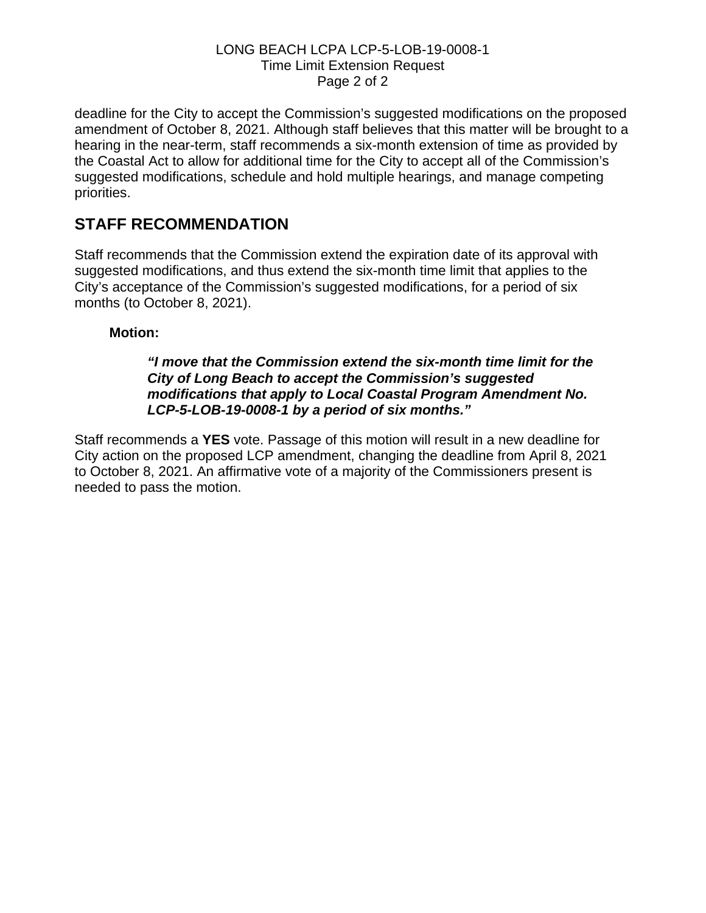deadline for the City to accept the Commission's suggested modifications on the proposed amendment of October 8, 2021. Although staff believes that this matter will be brought to a hearing in the near-term, staff recommends a six-month extension of time as provided by the Coastal Act to allow for additional time for the City to accept all of the Commission's suggested modifications, schedule and hold multiple hearings, and manage competing priorities.

## STAFF RECOMMENDATION

Staff recommends that the Commission extend the expiration date of its approval with suggested modifications, and thus extend the six-month time limit that applies to the City's acceptance of the Commission's suggested modifications, for a period of six months (to October 8, 2021).

**Motion:**

> ***"I move that the Commission extend the six-month time limit for the City of Long Beach to accept the Commission's suggested modifications that apply to Local Coastal Program Amendment No. LCP-5-LOB-19-0008-1 by a period of six months."***

Staff recommends a **YES** vote. Passage of this motion will result in a new deadline for City action on the proposed LCP amendment, changing the deadline from April 8, 2021 to October 8, 2021. An affirmative vote of a majority of the Commissioners present is needed to pass the motion.